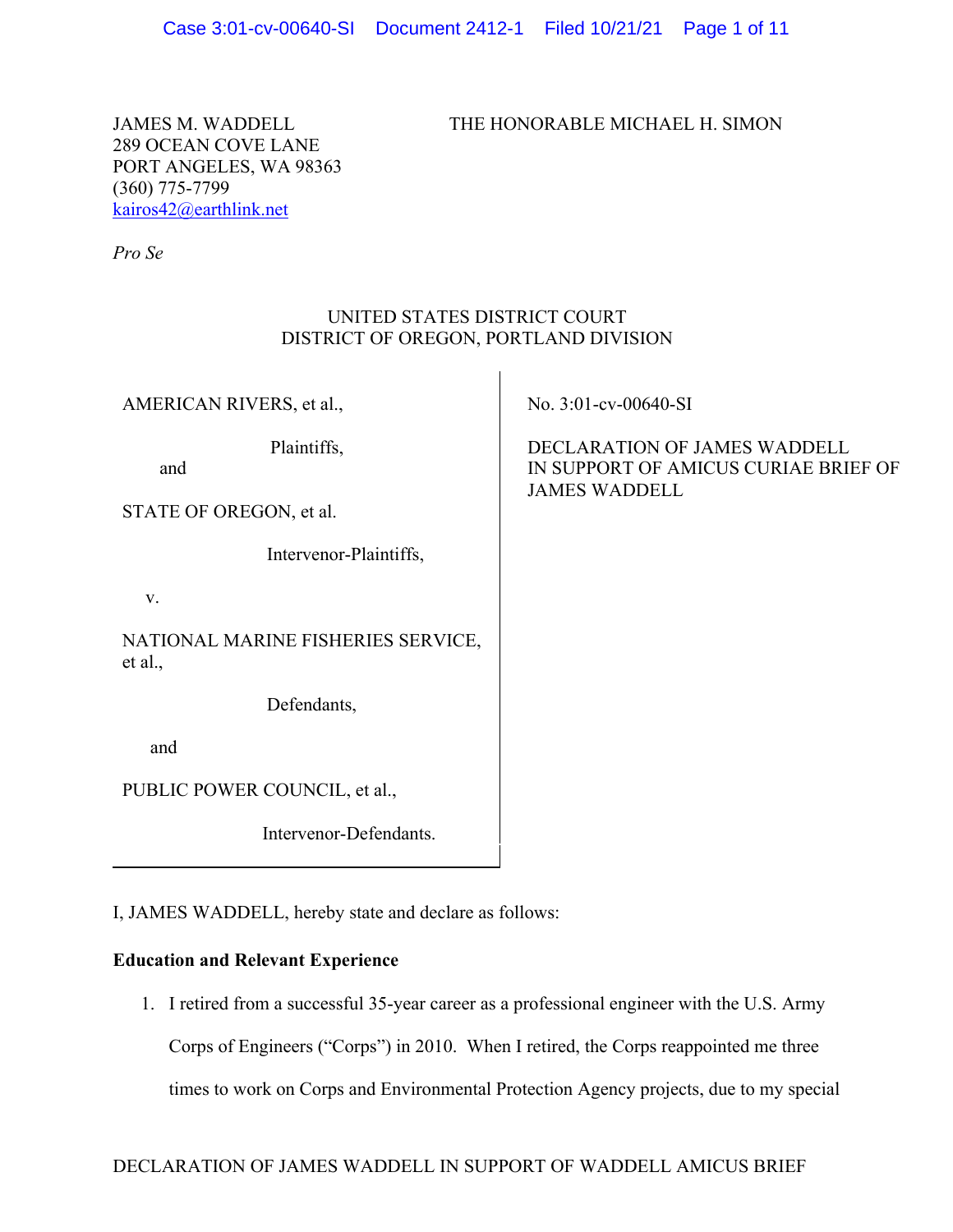JAMES M. WADDELL
289 OCEAN COVE LANE
PORT ANGELES, WA 98363
(360) 775-7799
kairos42@earthlink.net

THE HONORABLE MICHAEL H. SIMON

*Pro Se*

UNITED STATES DISTRICT COURT
DISTRICT OF OREGON, PORTLAND DIVISION

| | |
|---|---|
| AMERICAN RIVERS, et al.,<br><br>Plaintiffs,<br>and<br><br>STATE OF OREGON, et al.<br><br>Intervenor-Plaintiffs,<br><br>v.<br><br>NATIONAL MARINE FISHERIES SERVICE, et al.,<br><br>Defendants,<br><br>and<br><br>PUBLIC POWER COUNCIL, et al.,<br><br>Intervenor-Defendants. | No. 3:01-cv-00640-SI<br><br>DECLARATION OF JAMES WADDELL IN SUPPORT OF AMICUS CURIAE BRIEF OF JAMES WADDELL |

I, JAMES WADDELL, hereby state and declare as follows:

**Education and Relevant Experience**

1. I retired from a successful 35-year career as a professional engineer with the U.S. Army Corps of Engineers ("Corps") in 2010. When I retired, the Corps reappointed me three times to work on Corps and Environmental Protection Agency projects, due to my special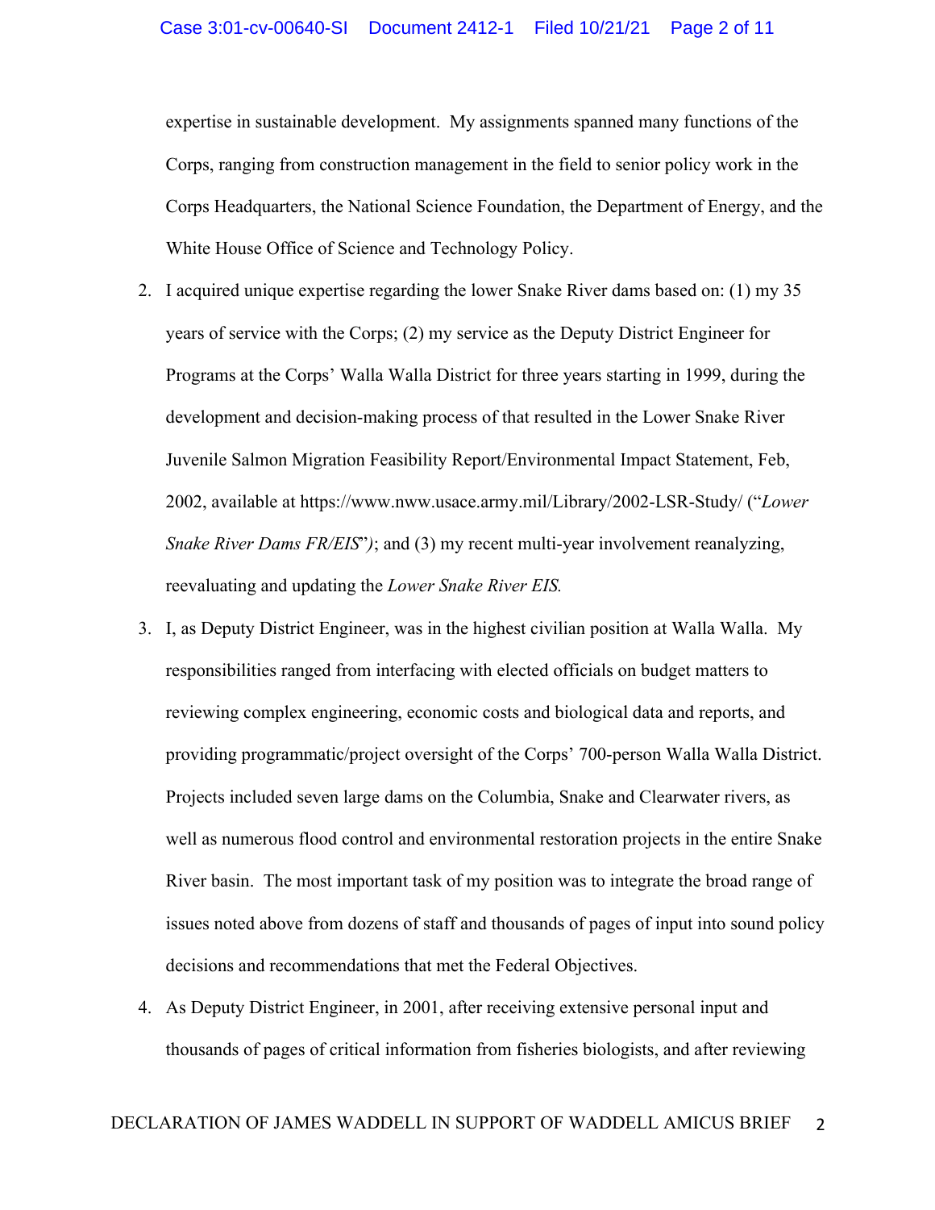expertise in sustainable development. My assignments spanned many functions of the Corps, ranging from construction management in the field to senior policy work in the Corps Headquarters, the National Science Foundation, the Department of Energy, and the White House Office of Science and Technology Policy.

2. I acquired unique expertise regarding the lower Snake River dams based on: (1) my 35 years of service with the Corps; (2) my service as the Deputy District Engineer for Programs at the Corps' Walla Walla District for three years starting in 1999, during the development and decision-making process of that resulted in the Lower Snake River Juvenile Salmon Migration Feasibility Report/Environmental Impact Statement, Feb, 2002, available at https://www.nww.usace.army.mil/Library/2002-LSR-Study/ ("*Lower Snake River Dams FR/EIS*"*)*; and (3) my recent multi-year involvement reanalyzing, reevaluating and updating the *Lower Snake River EIS.*

3. I, as Deputy District Engineer, was in the highest civilian position at Walla Walla. My responsibilities ranged from interfacing with elected officials on budget matters to reviewing complex engineering, economic costs and biological data and reports, and providing programmatic/project oversight of the Corps' 700-person Walla Walla District. Projects included seven large dams on the Columbia, Snake and Clearwater rivers, as well as numerous flood control and environmental restoration projects in the entire Snake River basin. The most important task of my position was to integrate the broad range of issues noted above from dozens of staff and thousands of pages of input into sound policy decisions and recommendations that met the Federal Objectives.

4. As Deputy District Engineer, in 2001, after receiving extensive personal input and thousands of pages of critical information from fisheries biologists, and after reviewing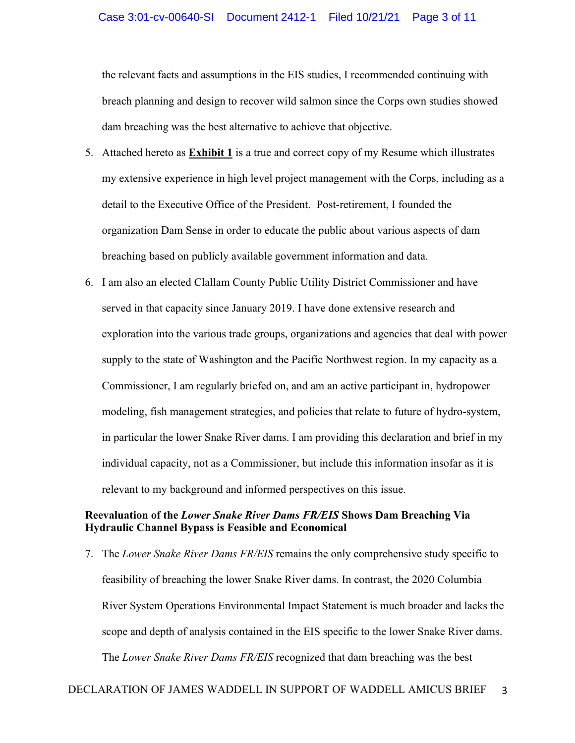the relevant facts and assumptions in the EIS studies, I recommended continuing with breach planning and design to recover wild salmon since the Corps own studies showed dam breaching was the best alternative to achieve that objective.

5. Attached hereto as **Exhibit 1** is a true and correct copy of my Resume which illustrates my extensive experience in high level project management with the Corps, including as a detail to the Executive Office of the President. Post-retirement, I founded the organization Dam Sense in order to educate the public about various aspects of dam breaching based on publicly available government information and data.

6. I am also an elected Clallam County Public Utility District Commissioner and have served in that capacity since January 2019. I have done extensive research and exploration into the various trade groups, organizations and agencies that deal with power supply to the state of Washington and the Pacific Northwest region. In my capacity as a Commissioner, I am regularly briefed on, and am an active participant in, hydropower modeling, fish management strategies, and policies that relate to future of hydro-system, in particular the lower Snake River dams. I am providing this declaration and brief in my individual capacity, not as a Commissioner, but include this information insofar as it is relevant to my background and informed perspectives on this issue.

**Reevaluation of the *Lower Snake River Dams FR/EIS* Shows Dam Breaching Via Hydraulic Channel Bypass is Feasible and Economical**

7. The *Lower Snake River Dams FR/EIS* remains the only comprehensive study specific to feasibility of breaching the lower Snake River dams. In contrast, the 2020 Columbia River System Operations Environmental Impact Statement is much broader and lacks the scope and depth of analysis contained in the EIS specific to the lower Snake River dams. The *Lower Snake River Dams FR/EIS* recognized that dam breaching was the best

DECLARATION OF JAMES WADDELL IN SUPPORT OF WADDELL AMICUS BRIEF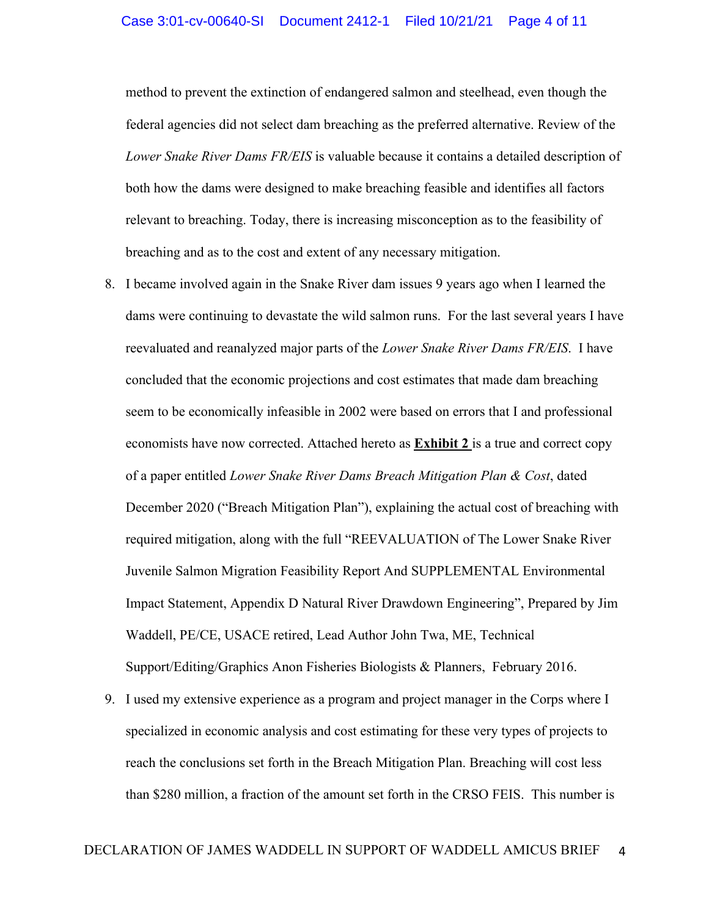method to prevent the extinction of endangered salmon and steelhead, even though the federal agencies did not select dam breaching as the preferred alternative. Review of the *Lower Snake River Dams FR/EIS* is valuable because it contains a detailed description of both how the dams were designed to make breaching feasible and identifies all factors relevant to breaching. Today, there is increasing misconception as to the feasibility of breaching and as to the cost and extent of any necessary mitigation.

8. I became involved again in the Snake River dam issues 9 years ago when I learned the dams were continuing to devastate the wild salmon runs. For the last several years I have reevaluated and reanalyzed major parts of the *Lower Snake River Dams FR/EIS*. I have concluded that the economic projections and cost estimates that made dam breaching seem to be economically infeasible in 2002 were based on errors that I and professional economists have now corrected. Attached hereto as **Exhibit 2** is a true and correct copy of a paper entitled *Lower Snake River Dams Breach Mitigation Plan & Cost*, dated December 2020 ("Breach Mitigation Plan"), explaining the actual cost of breaching with required mitigation, along with the full "REEVALUATION of The Lower Snake River Juvenile Salmon Migration Feasibility Report And SUPPLEMENTAL Environmental Impact Statement, Appendix D Natural River Drawdown Engineering", Prepared by Jim Waddell, PE/CE, USACE retired, Lead Author John Twa, ME, Technical Support/Editing/Graphics Anon Fisheries Biologists & Planners, February 2016.

9. I used my extensive experience as a program and project manager in the Corps where I specialized in economic analysis and cost estimating for these very types of projects to reach the conclusions set forth in the Breach Mitigation Plan. Breaching will cost less than $280 million, a fraction of the amount set forth in the CRSO FEIS. This number is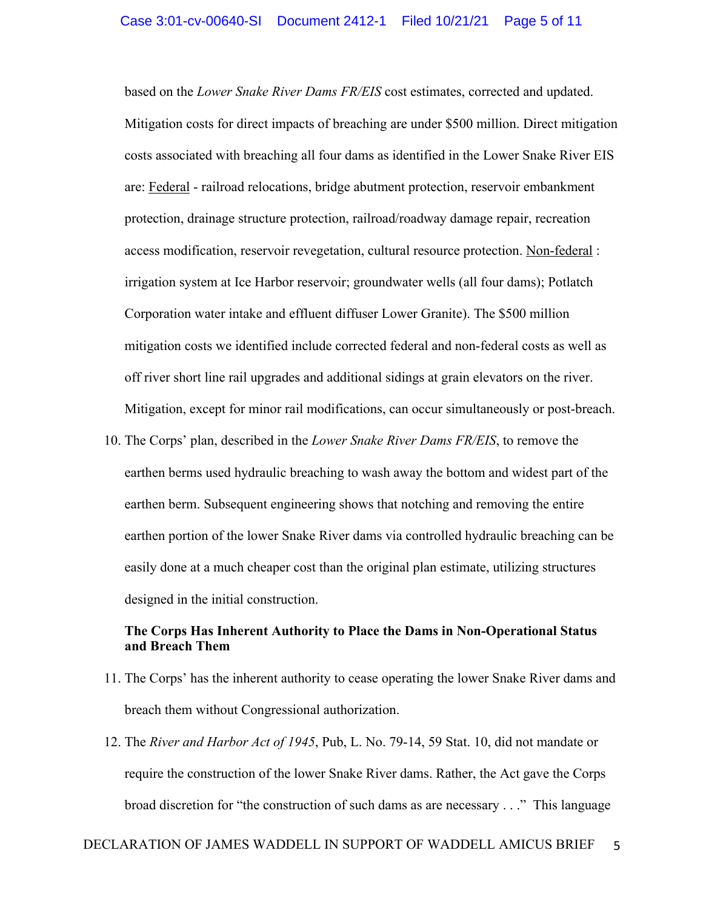based on the *Lower Snake River Dams FR/EIS* cost estimates, corrected and updated. Mitigation costs for direct impacts of breaching are under $500 million. Direct mitigation costs associated with breaching all four dams as identified in the Lower Snake River EIS are: <u>Federal</u> - railroad relocations, bridge abutment protection, reservoir embankment protection, drainage structure protection, railroad/roadway damage repair, recreation access modification, reservoir revegetation, cultural resource protection. <u>Non-federal</u> : irrigation system at Ice Harbor reservoir; groundwater wells (all four dams); Potlatch Corporation water intake and effluent diffuser Lower Granite). The $500 million mitigation costs we identified include corrected federal and non-federal costs as well as off river short line rail upgrades and additional sidings at grain elevators on the river. Mitigation, except for minor rail modifications, can occur simultaneously or post-breach.

10. The Corps' plan, described in the *Lower Snake River Dams FR/EIS*, to remove the earthen berms used hydraulic breaching to wash away the bottom and widest part of the earthen berm. Subsequent engineering shows that notching and removing the entire earthen portion of the lower Snake River dams via controlled hydraulic breaching can be easily done at a much cheaper cost than the original plan estimate, utilizing structures designed in the initial construction.

**The Corps Has Inherent Authority to Place the Dams in Non-Operational Status and Breach Them**

11. The Corps' has the inherent authority to cease operating the lower Snake River dams and breach them without Congressional authorization.

12. The *River and Harbor Act of 1945*, Pub, L. No. 79-14, 59 Stat. 10, did not mandate or require the construction of the lower Snake River dams. Rather, the Act gave the Corps broad discretion for "the construction of such dams as are necessary . . ." This language

DECLARATION OF JAMES WADDELL IN SUPPORT OF WADDELL AMICUS BRIEF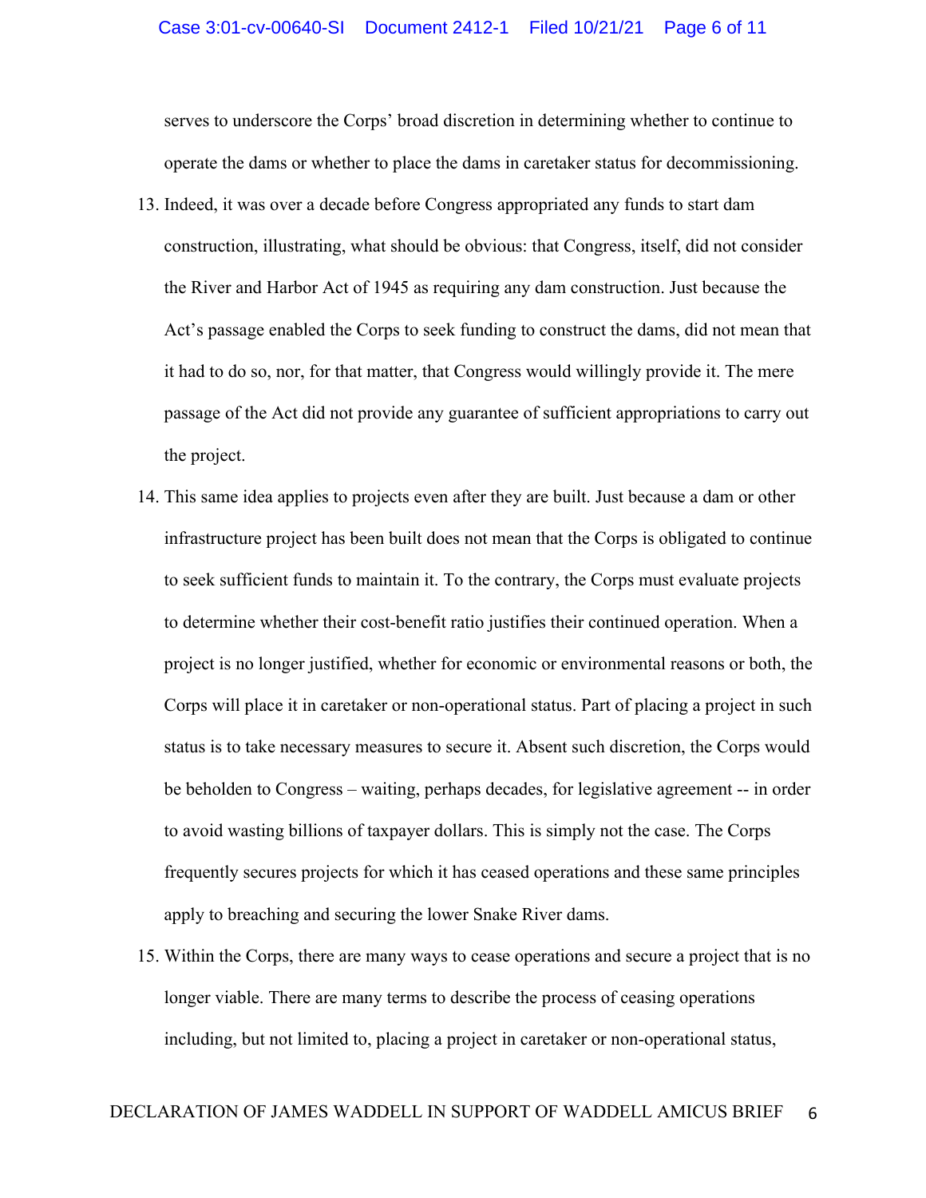serves to underscore the Corps' broad discretion in determining whether to continue to operate the dams or whether to place the dams in caretaker status for decommissioning.

13. Indeed, it was over a decade before Congress appropriated any funds to start dam construction, illustrating, what should be obvious: that Congress, itself, did not consider the River and Harbor Act of 1945 as requiring any dam construction. Just because the Act's passage enabled the Corps to seek funding to construct the dams, did not mean that it had to do so, nor, for that matter, that Congress would willingly provide it. The mere passage of the Act did not provide any guarantee of sufficient appropriations to carry out the project.

14. This same idea applies to projects even after they are built. Just because a dam or other infrastructure project has been built does not mean that the Corps is obligated to continue to seek sufficient funds to maintain it. To the contrary, the Corps must evaluate projects to determine whether their cost-benefit ratio justifies their continued operation. When a project is no longer justified, whether for economic or environmental reasons or both, the Corps will place it in caretaker or non-operational status. Part of placing a project in such status is to take necessary measures to secure it. Absent such discretion, the Corps would be beholden to Congress – waiting, perhaps decades, for legislative agreement -- in order to avoid wasting billions of taxpayer dollars. This is simply not the case. The Corps frequently secures projects for which it has ceased operations and these same principles apply to breaching and securing the lower Snake River dams.

15. Within the Corps, there are many ways to cease operations and secure a project that is no longer viable. There are many terms to describe the process of ceasing operations including, but not limited to, placing a project in caretaker or non-operational status,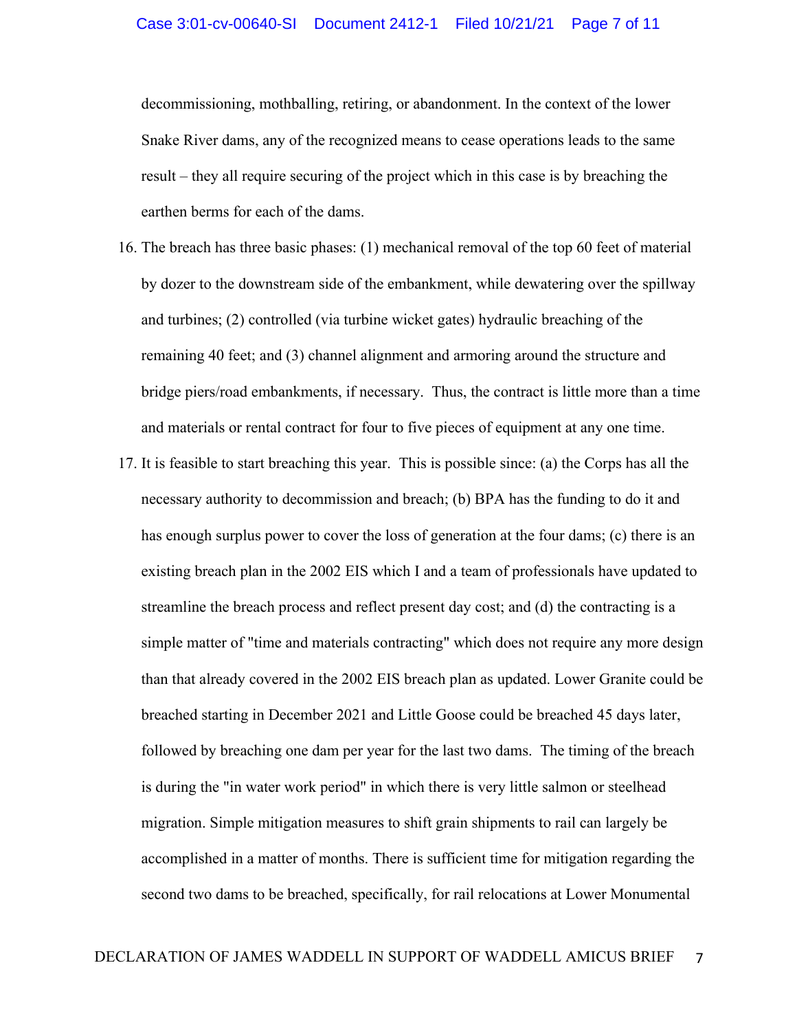decommissioning, mothballing, retiring, or abandonment. In the context of the lower Snake River dams, any of the recognized means to cease operations leads to the same result – they all require securing of the project which in this case is by breaching the earthen berms for each of the dams.

16. The breach has three basic phases: (1) mechanical removal of the top 60 feet of material by dozer to the downstream side of the embankment, while dewatering over the spillway and turbines; (2) controlled (via turbine wicket gates) hydraulic breaching of the remaining 40 feet; and (3) channel alignment and armoring around the structure and bridge piers/road embankments, if necessary. Thus, the contract is little more than a time and materials or rental contract for four to five pieces of equipment at any one time.

17. It is feasible to start breaching this year. This is possible since: (a) the Corps has all the necessary authority to decommission and breach; (b) BPA has the funding to do it and has enough surplus power to cover the loss of generation at the four dams; (c) there is an existing breach plan in the 2002 EIS which I and a team of professionals have updated to streamline the breach process and reflect present day cost; and (d) the contracting is a simple matter of "time and materials contracting" which does not require any more design than that already covered in the 2002 EIS breach plan as updated. Lower Granite could be breached starting in December 2021 and Little Goose could be breached 45 days later, followed by breaching one dam per year for the last two dams. The timing of the breach is during the "in water work period" in which there is very little salmon or steelhead migration. Simple mitigation measures to shift grain shipments to rail can largely be accomplished in a matter of months. There is sufficient time for mitigation regarding the second two dams to be breached, specifically, for rail relocations at Lower Monumental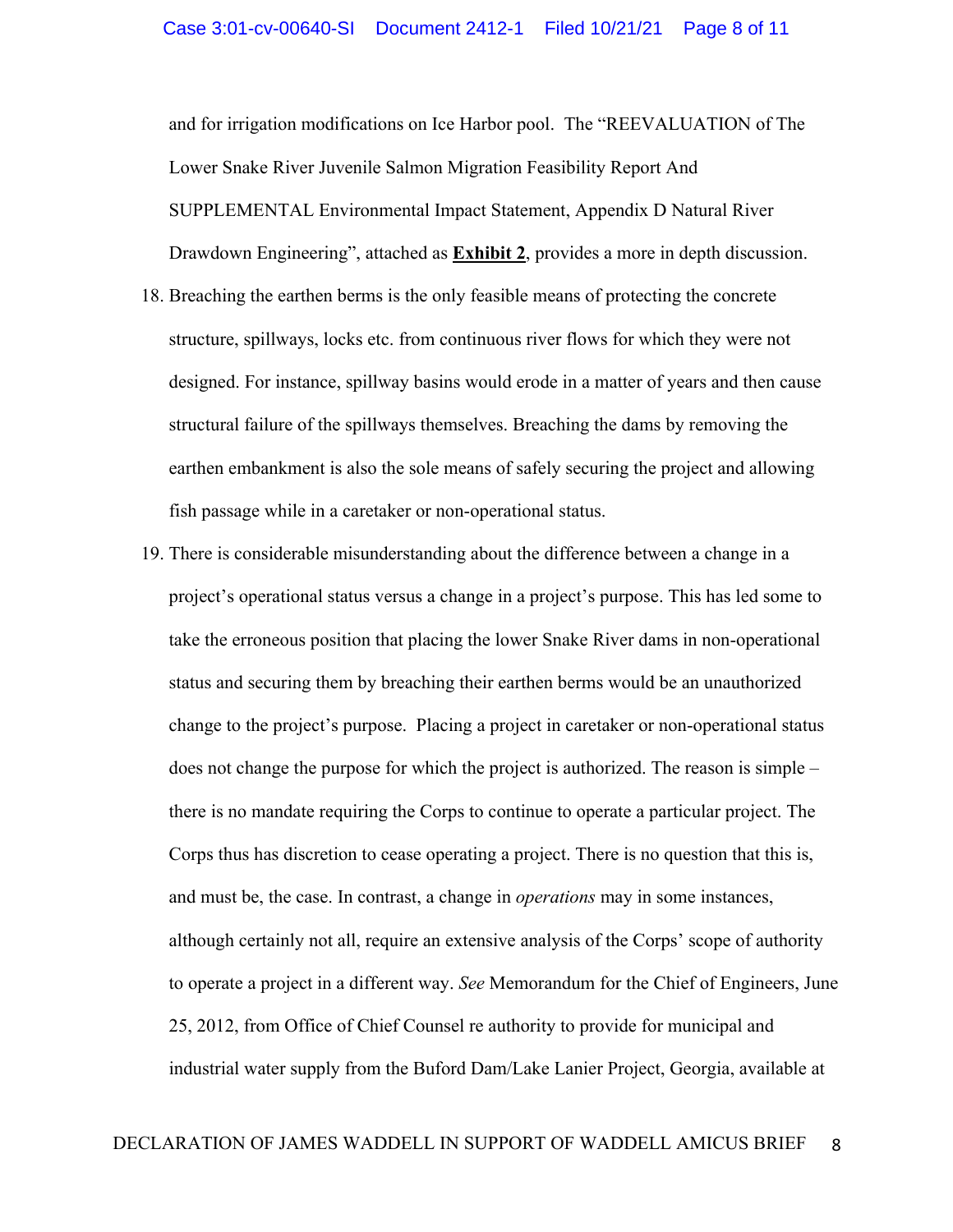and for irrigation modifications on Ice Harbor pool. The "REEVALUATION of The Lower Snake River Juvenile Salmon Migration Feasibility Report And SUPPLEMENTAL Environmental Impact Statement, Appendix D Natural River Drawdown Engineering", attached as **Exhibit 2**, provides a more in depth discussion.

18. Breaching the earthen berms is the only feasible means of protecting the concrete structure, spillways, locks etc. from continuous river flows for which they were not designed. For instance, spillway basins would erode in a matter of years and then cause structural failure of the spillways themselves. Breaching the dams by removing the earthen embankment is also the sole means of safely securing the project and allowing fish passage while in a caretaker or non-operational status.

19. There is considerable misunderstanding about the difference between a change in a project's operational status versus a change in a project's purpose. This has led some to take the erroneous position that placing the lower Snake River dams in non-operational status and securing them by breaching their earthen berms would be an unauthorized change to the project's purpose. Placing a project in caretaker or non-operational status does not change the purpose for which the project is authorized. The reason is simple – there is no mandate requiring the Corps to continue to operate a particular project. The Corps thus has discretion to cease operating a project. There is no question that this is, and must be, the case. In contrast, a change in *operations* may in some instances, although certainly not all, require an extensive analysis of the Corps' scope of authority to operate a project in a different way. *See* Memorandum for the Chief of Engineers, June 25, 2012, from Office of Chief Counsel re authority to provide for municipal and industrial water supply from the Buford Dam/Lake Lanier Project, Georgia, available at

DECLARATION OF JAMES WADDELL IN SUPPORT OF WADDELL AMICUS BRIEF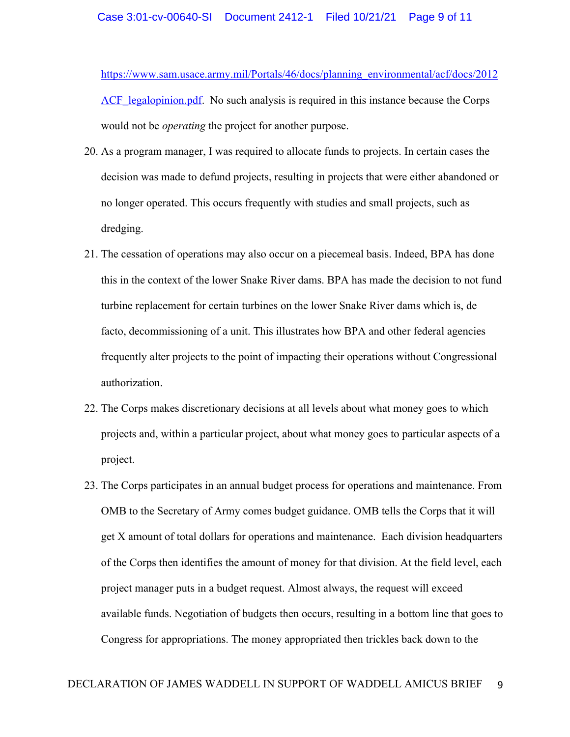https://www.sam.usace.army.mil/Portals/46/docs/planning_environmental/acf/docs/2012ACF_legalopinion.pdf. No such analysis is required in this instance because the Corps would not be *operating* the project for another purpose.

20. As a program manager, I was required to allocate funds to projects. In certain cases the decision was made to defund projects, resulting in projects that were either abandoned or no longer operated. This occurs frequently with studies and small projects, such as dredging.

21. The cessation of operations may also occur on a piecemeal basis. Indeed, BPA has done this in the context of the lower Snake River dams. BPA has made the decision to not fund turbine replacement for certain turbines on the lower Snake River dams which is, de facto, decommissioning of a unit. This illustrates how BPA and other federal agencies frequently alter projects to the point of impacting their operations without Congressional authorization.

22. The Corps makes discretionary decisions at all levels about what money goes to which projects and, within a particular project, about what money goes to particular aspects of a project.

23. The Corps participates in an annual budget process for operations and maintenance. From OMB to the Secretary of Army comes budget guidance. OMB tells the Corps that it will get X amount of total dollars for operations and maintenance. Each division headquarters of the Corps then identifies the amount of money for that division. At the field level, each project manager puts in a budget request. Almost always, the request will exceed available funds. Negotiation of budgets then occurs, resulting in a bottom line that goes to Congress for appropriations. The money appropriated then trickles back down to the

DECLARATION OF JAMES WADDELL IN SUPPORT OF WADDELL AMICUS BRIEF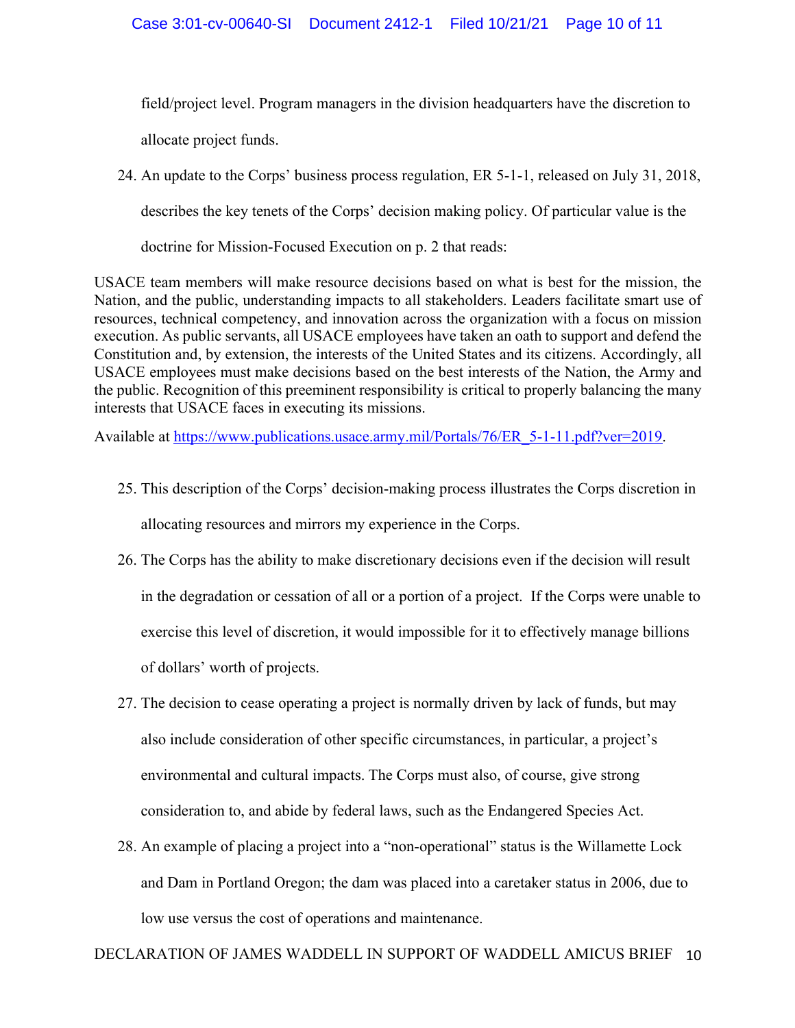field/project level. Program managers in the division headquarters have the discretion to allocate project funds.

24. An update to the Corps' business process regulation, ER 5-1-1, released on July 31, 2018, describes the key tenets of the Corps' decision making policy. Of particular value is the doctrine for Mission-Focused Execution on p. 2 that reads:

USACE team members will make resource decisions based on what is best for the mission, the Nation, and the public, understanding impacts to all stakeholders. Leaders facilitate smart use of resources, technical competency, and innovation across the organization with a focus on mission execution. As public servants, all USACE employees have taken an oath to support and defend the Constitution and, by extension, the interests of the United States and its citizens. Accordingly, all USACE employees must make decisions based on the best interests of the Nation, the Army and the public. Recognition of this preeminent responsibility is critical to properly balancing the many interests that USACE faces in executing its missions.

Available at [https://www.publications.usace.army.mil/Portals/76/ER_5-1-11.pdf?ver=2019](https://www.publications.usace.army.mil/Portals/76/ER_5-1-11.pdf?ver=2019).

25. This description of the Corps' decision-making process illustrates the Corps discretion in allocating resources and mirrors my experience in the Corps.

26. The Corps has the ability to make discretionary decisions even if the decision will result in the degradation or cessation of all or a portion of a project. If the Corps were unable to exercise this level of discretion, it would impossible for it to effectively manage billions of dollars' worth of projects.

27. The decision to cease operating a project is normally driven by lack of funds, but may also include consideration of other specific circumstances, in particular, a project's environmental and cultural impacts. The Corps must also, of course, give strong consideration to, and abide by federal laws, such as the Endangered Species Act.

28. An example of placing a project into a "non-operational" status is the Willamette Lock and Dam in Portland Oregon; the dam was placed into a caretaker status in 2006, due to low use versus the cost of operations and maintenance.

DECLARATION OF JAMES WADDELL IN SUPPORT OF WADDELL AMICUS BRIEF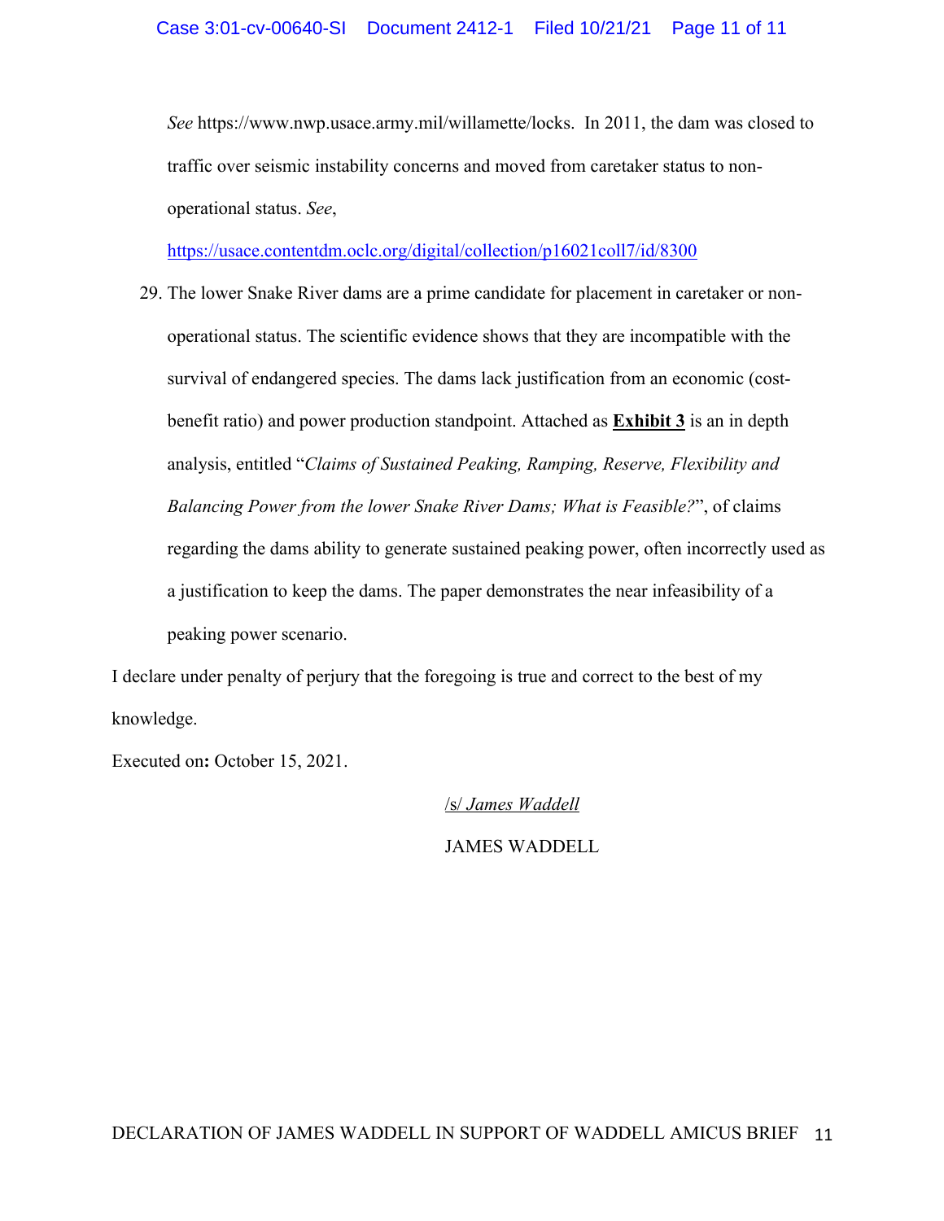*See* https://www.nwp.usace.army.mil/willamette/locks. In 2011, the dam was closed to traffic over seismic instability concerns and moved from caretaker status to non-operational status. *See*, https://usace.contentdm.oclc.org/digital/collection/p16021coll7/id/8300

29. The lower Snake River dams are a prime candidate for placement in caretaker or non-operational status. The scientific evidence shows that they are incompatible with the survival of endangered species. The dams lack justification from an economic (cost-benefit ratio) and power production standpoint. Attached as **Exhibit 3** is an in depth analysis, entitled "*Claims of Sustained Peaking, Ramping, Reserve, Flexibility and Balancing Power from the lower Snake River Dams; What is Feasible?*", of claims regarding the dams ability to generate sustained peaking power, often incorrectly used as a justification to keep the dams. The paper demonstrates the near infeasibility of a peaking power scenario.

I declare under penalty of perjury that the foregoing is true and correct to the best of my knowledge.

Executed on**:** October 15, 2021.

/s/ *James Waddell*

JAMES WADDELL

DECLARATION OF JAMES WADDELL IN SUPPORT OF WADDELL AMICUS BRIEF